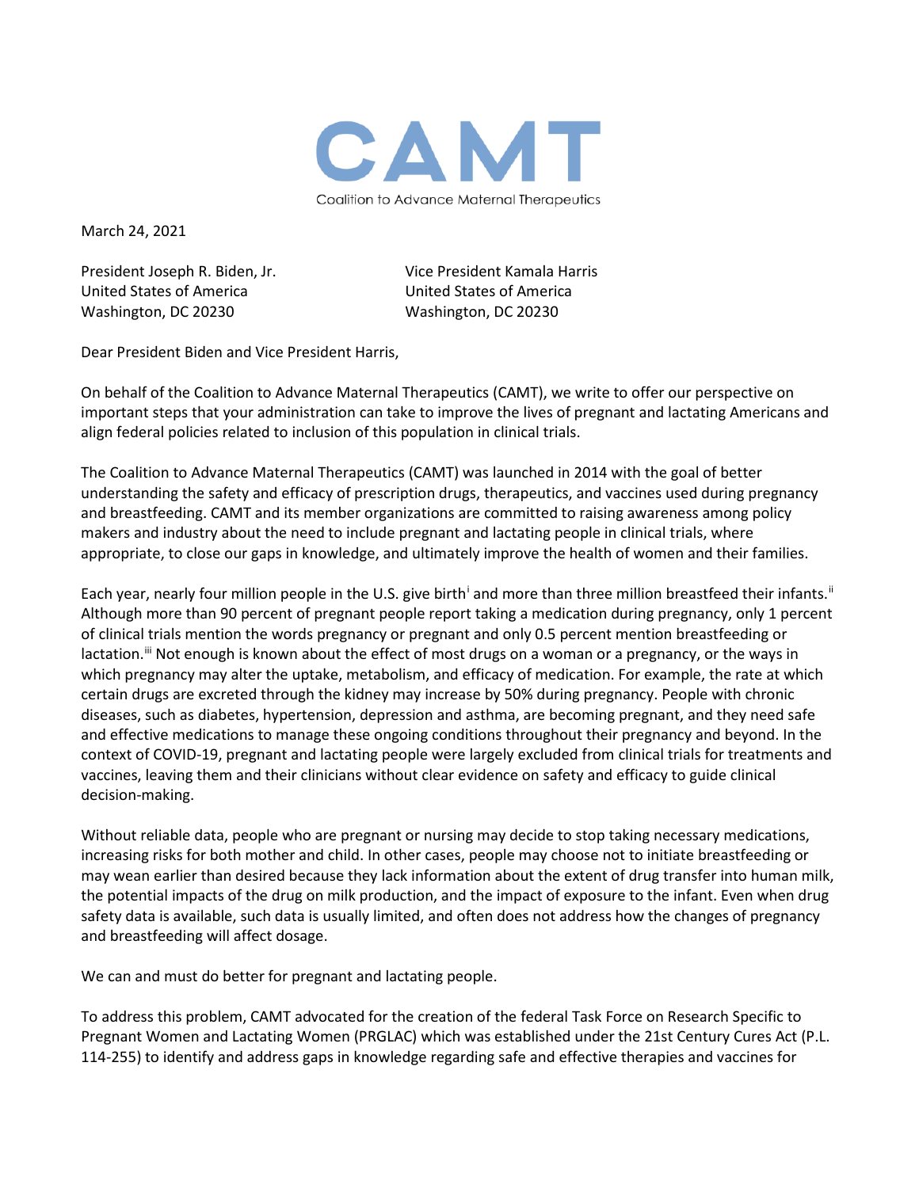# CAMT

Coalition to Advance Maternal Therapeutics

March 24, 2021

President Joseph R. Biden, Jr.
United States of America
Washington, DC 20230

Vice President Kamala Harris
United States of America
Washington, DC 20230

Dear President Biden and Vice President Harris,

On behalf of the Coalition to Advance Maternal Therapeutics (CAMT), we write to offer our perspective on important steps that your administration can take to improve the lives of pregnant and lactating Americans and align federal policies related to inclusion of this population in clinical trials.

The Coalition to Advance Maternal Therapeutics (CAMT) was launched in 2014 with the goal of better understanding the safety and efficacy of prescription drugs, therapeutics, and vaccines used during pregnancy and breastfeeding. CAMT and its member organizations are committed to raising awareness among policy makers and industry about the need to include pregnant and lactating people in clinical trials, where appropriate, to close our gaps in knowledge, and ultimately improve the health of women and their families.

Each year, nearly four million people in the U.S. give birth[i] and more than three million breastfeed their infants.[ii] Although more than 90 percent of pregnant people report taking a medication during pregnancy, only 1 percent of clinical trials mention the words pregnancy or pregnant and only 0.5 percent mention breastfeeding or lactation.[iii] Not enough is known about the effect of most drugs on a woman or a pregnancy, or the ways in which pregnancy may alter the uptake, metabolism, and efficacy of medication. For example, the rate at which certain drugs are excreted through the kidney may increase by 50% during pregnancy. People with chronic diseases, such as diabetes, hypertension, depression and asthma, are becoming pregnant, and they need safe and effective medications to manage these ongoing conditions throughout their pregnancy and beyond. In the context of COVID-19, pregnant and lactating people were largely excluded from clinical trials for treatments and vaccines, leaving them and their clinicians without clear evidence on safety and efficacy to guide clinical decision-making.

Without reliable data, people who are pregnant or nursing may decide to stop taking necessary medications, increasing risks for both mother and child. In other cases, people may choose not to initiate breastfeeding or may wean earlier than desired because they lack information about the extent of drug transfer into human milk, the potential impacts of the drug on milk production, and the impact of exposure to the infant. Even when drug safety data is available, such data is usually limited, and often does not address how the changes of pregnancy and breastfeeding will affect dosage.

We can and must do better for pregnant and lactating people.

To address this problem, CAMT advocated for the creation of the federal Task Force on Research Specific to Pregnant Women and Lactating Women (PRGLAC) which was established under the 21st Century Cures Act (P.L. 114-255) to identify and address gaps in knowledge regarding safe and effective therapies and vaccines for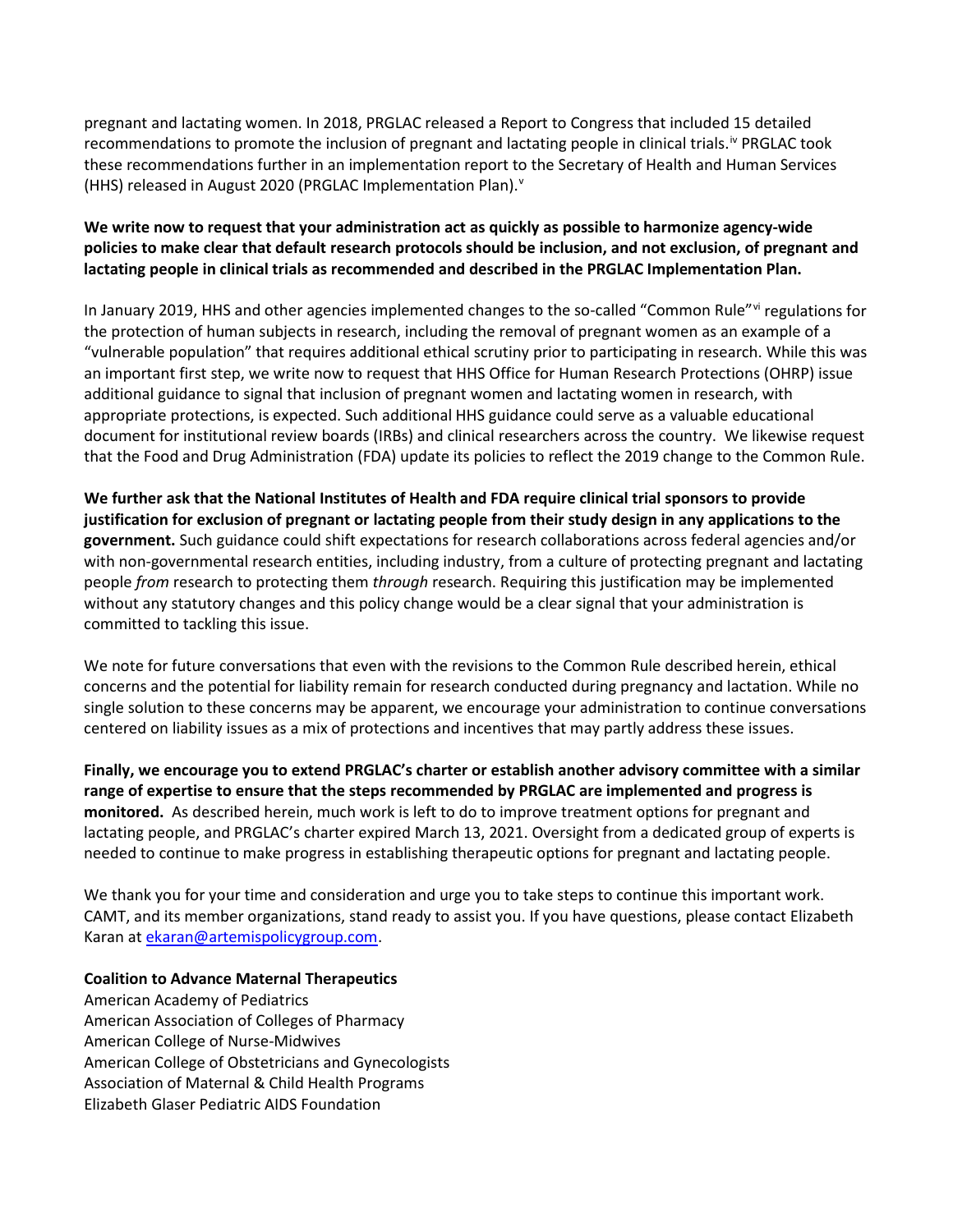pregnant and lactating women. In 2018, PRGLAC released a Report to Congress that included 15 detailed recommendations to promote the inclusion of pregnant and lactating people in clinical trials.[iv] PRGLAC took these recommendations further in an implementation report to the Secretary of Health and Human Services (HHS) released in August 2020 (PRGLAC Implementation Plan).[v]

**We write now to request that your administration act as quickly as possible to harmonize agency-wide policies to make clear that default research protocols should be inclusion, and not exclusion, of pregnant and lactating people in clinical trials as recommended and described in the PRGLAC Implementation Plan.**

In January 2019, HHS and other agencies implemented changes to the so-called "Common Rule"[vi] regulations for the protection of human subjects in research, including the removal of pregnant women as an example of a "vulnerable population" that requires additional ethical scrutiny prior to participating in research. While this was an important first step, we write now to request that HHS Office for Human Research Protections (OHRP) issue additional guidance to signal that inclusion of pregnant women and lactating women in research, with appropriate protections, is expected. Such additional HHS guidance could serve as a valuable educational document for institutional review boards (IRBs) and clinical researchers across the country. We likewise request that the Food and Drug Administration (FDA) update its policies to reflect the 2019 change to the Common Rule.

**We further ask that the National Institutes of Health and FDA require clinical trial sponsors to provide justification for exclusion of pregnant or lactating people from their study design in any applications to the government.** Such guidance could shift expectations for research collaborations across federal agencies and/or with non-governmental research entities, including industry, from a culture of protecting pregnant and lactating people *from* research to protecting them *through* research. Requiring this justification may be implemented without any statutory changes and this policy change would be a clear signal that your administration is committed to tackling this issue.

We note for future conversations that even with the revisions to the Common Rule described herein, ethical concerns and the potential for liability remain for research conducted during pregnancy and lactation. While no single solution to these concerns may be apparent, we encourage your administration to continue conversations centered on liability issues as a mix of protections and incentives that may partly address these issues.

**Finally, we encourage you to extend PRGLAC's charter or establish another advisory committee with a similar range of expertise to ensure that the steps recommended by PRGLAC are implemented and progress is monitored.** As described herein, much work is left to do to improve treatment options for pregnant and lactating people, and PRGLAC's charter expired March 13, 2021. Oversight from a dedicated group of experts is needed to continue to make progress in establishing therapeutic options for pregnant and lactating people.

We thank you for your time and consideration and urge you to take steps to continue this important work. CAMT, and its member organizations, stand ready to assist you. If you have questions, please contact Elizabeth Karan at ekaran@artemispolicygroup.com.

**Coalition to Advance Maternal Therapeutics**
American Academy of Pediatrics
American Association of Colleges of Pharmacy
American College of Nurse-Midwives
American College of Obstetricians and Gynecologists
Association of Maternal & Child Health Programs
Elizabeth Glaser Pediatric AIDS Foundation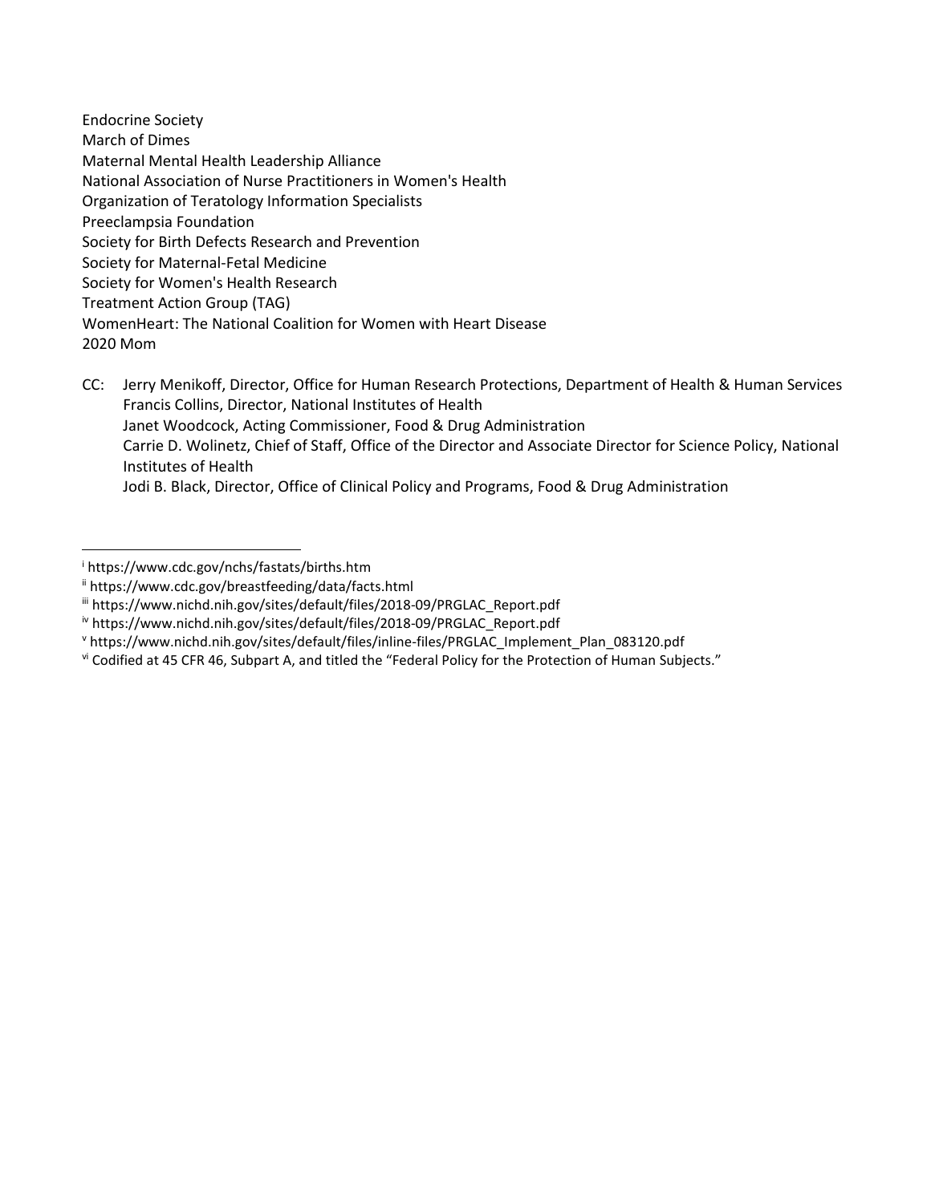Endocrine Society
March of Dimes
Maternal Mental Health Leadership Alliance
National Association of Nurse Practitioners in Women's Health
Organization of Teratology Information Specialists
Preeclampsia Foundation
Society for Birth Defects Research and Prevention
Society for Maternal-Fetal Medicine
Society for Women's Health Research
Treatment Action Group (TAG)
WomenHeart: The National Coalition for Women with Heart Disease
2020 Mom

CC: Jerry Menikoff, Director, Office for Human Research Protections, Department of Health & Human Services
Francis Collins, Director, National Institutes of Health
Janet Woodcock, Acting Commissioner, Food & Drug Administration
Carrie D. Wolinetz, Chief of Staff, Office of the Director and Associate Director for Science Policy, National Institutes of Health
Jodi B. Black, Director, Office of Clinical Policy and Programs, Food & Drug Administration

---

[i] https://www.cdc.gov/nchs/fastats/births.htm
[ii] https://www.cdc.gov/breastfeeding/data/facts.html
[iii] https://www.nichd.nih.gov/sites/default/files/2018-09/PRGLAC_Report.pdf
[iv] https://www.nichd.nih.gov/sites/default/files/2018-09/PRGLAC_Report.pdf
[v] https://www.nichd.nih.gov/sites/default/files/inline-files/PRGLAC_Implement_Plan_083120.pdf
[vi] Codified at 45 CFR 46, Subpart A, and titled the "Federal Policy for the Protection of Human Subjects."